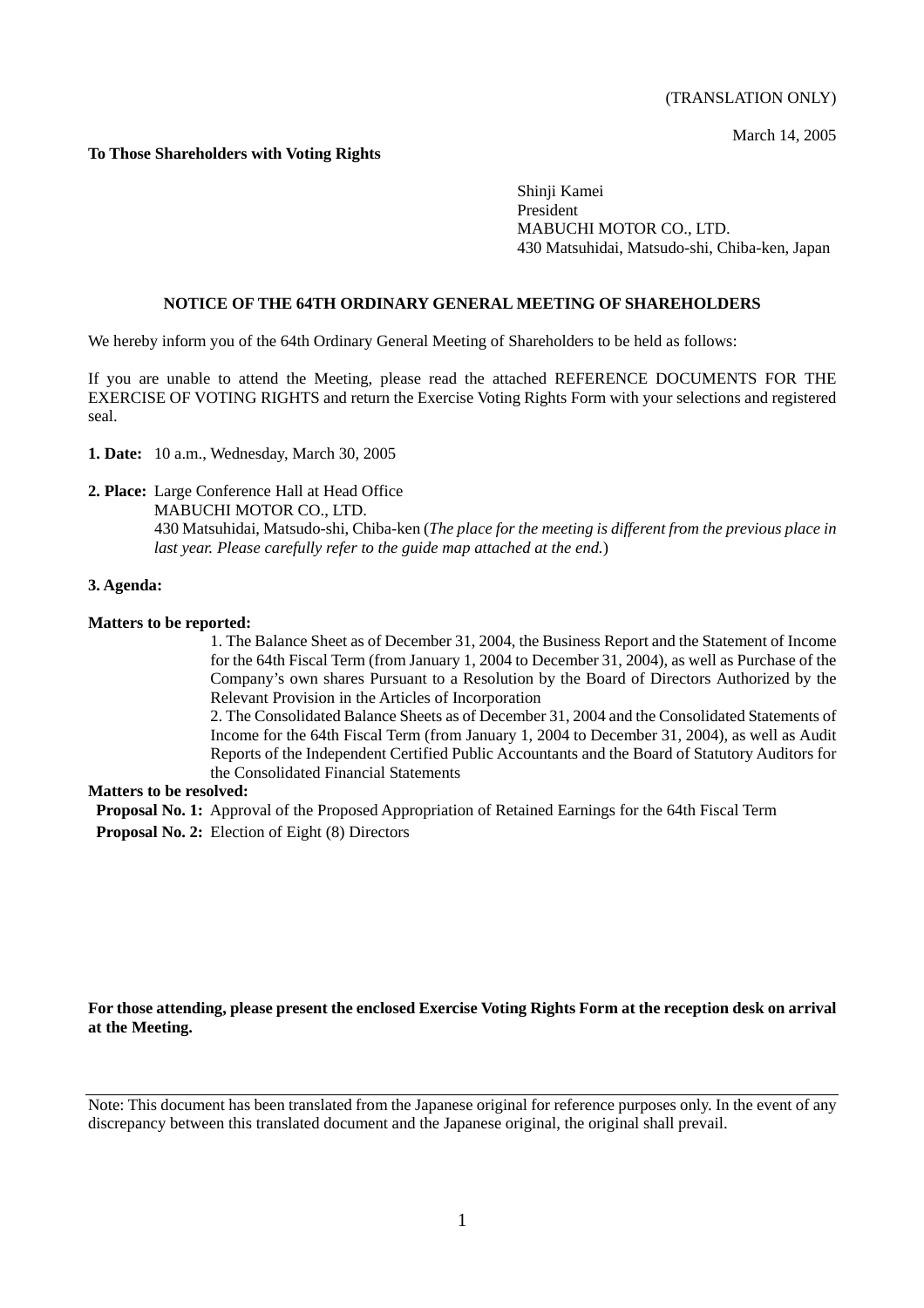(TRANSLATION ONLY)

March 14, 2005

**To Those Shareholders with Voting Rights**

Shinji Kamei
President
MABUCHI MOTOR CO., LTD.
430 Matsuhidai, Matsudo-shi, Chiba-ken, Japan

## NOTICE OF THE 64TH ORDINARY GENERAL MEETING OF SHAREHOLDERS

We hereby inform you of the 64th Ordinary General Meeting of Shareholders to be held as follows:

If you are unable to attend the Meeting, please read the attached REFERENCE DOCUMENTS FOR THE EXERCISE OF VOTING RIGHTS and return the Exercise Voting Rights Form with your selections and registered seal.

**1. Date:** 10 a.m., Wednesday, March 30, 2005

**2. Place:** Large Conference Hall at Head Office
MABUCHI MOTOR CO., LTD.
430 Matsuhidai, Matsudo-shi, Chiba-ken (*The place for the meeting is different from the previous place in last year. Please carefully refer to the guide map attached at the end.*)

**3. Agenda:**

**Matters to be reported:**

1. The Balance Sheet as of December 31, 2004, the Business Report and the Statement of Income for the 64th Fiscal Term (from January 1, 2004 to December 31, 2004), as well as Purchase of the Company's own shares Pursuant to a Resolution by the Board of Directors Authorized by the Relevant Provision in the Articles of Incorporation
2. The Consolidated Balance Sheets as of December 31, 2004 and the Consolidated Statements of Income for the 64th Fiscal Term (from January 1, 2004 to December 31, 2004), as well as Audit Reports of the Independent Certified Public Accountants and the Board of Statutory Auditors for the Consolidated Financial Statements

**Matters to be resolved:**

**Proposal No. 1:** Approval of the Proposed Appropriation of Retained Earnings for the 64th Fiscal Term

**Proposal No. 2:** Election of Eight (8) Directors

**For those attending, please present the enclosed Exercise Voting Rights Form at the reception desk on arrival at the Meeting.**

---

Note: This document has been translated from the Japanese original for reference purposes only. In the event of any discrepancy between this translated document and the Japanese original, the original shall prevail.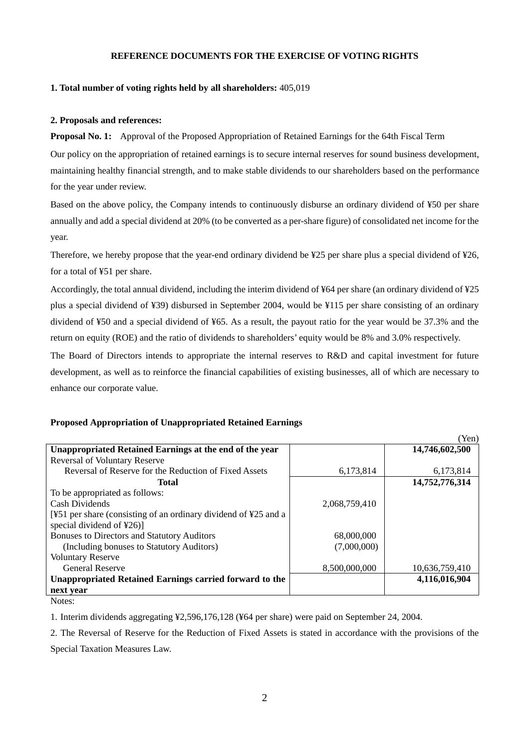**REFERENCE DOCUMENTS FOR THE EXERCISE OF VOTING RIGHTS**

**1. Total number of voting rights held by all shareholders:** 405,019

**2. Proposals and references:**

**Proposal No. 1:** Approval of the Proposed Appropriation of Retained Earnings for the 64th Fiscal Term

Our policy on the appropriation of retained earnings is to secure internal reserves for sound business development, maintaining healthy financial strength, and to make stable dividends to our shareholders based on the performance for the year under review.

Based on the above policy, the Company intends to continuously disburse an ordinary dividend of ¥50 per share annually and add a special dividend at 20% (to be converted as a per-share figure) of consolidated net income for the year.

Therefore, we hereby propose that the year-end ordinary dividend be ¥25 per share plus a special dividend of ¥26, for a total of ¥51 per share.

Accordingly, the total annual dividend, including the interim dividend of ¥64 per share (an ordinary dividend of ¥25 plus a special dividend of ¥39) disbursed in September 2004, would be ¥115 per share consisting of an ordinary dividend of ¥50 and a special dividend of ¥65. As a result, the payout ratio for the year would be 37.3% and the return on equity (ROE) and the ratio of dividends to shareholders' equity would be 8% and 3.0% respectively.

The Board of Directors intends to appropriate the internal reserves to R&D and capital investment for future development, as well as to reinforce the financial capabilities of existing businesses, all of which are necessary to enhance our corporate value.

**Proposed Appropriation of Unappropriated Retained Earnings**

(Yen)

| | | |
|---|---|---|
| **Unappropriated Retained Earnings at the end of the year** | | **14,746,602,500** |
| Reversal of Voluntary Reserve | | |
| Reversal of Reserve for the Reduction of Fixed Assets | 6,173,814 | 6,173,814 |
| **Total** | | **14,752,776,314** |
| To be appropriated as follows: | | |
| Cash Dividends | 2,068,759,410 | |
| [¥51 per share (consisting of an ordinary dividend of ¥25 and a special dividend of ¥26)] | | |
| Bonuses to Directors and Statutory Auditors | 68,000,000 | |
| (Including bonuses to Statutory Auditors) | (7,000,000) | |
| Voluntary Reserve | | |
| General Reserve | 8,500,000,000 | 10,636,759,410 |
| **Unappropriated Retained Earnings carried forward to the next year** | | **4,116,016,904** |

Notes:

1. Interim dividends aggregating ¥2,596,176,128 (¥64 per share) were paid on September 24, 2004.

2. The Reversal of Reserve for the Reduction of Fixed Assets is stated in accordance with the provisions of the Special Taxation Measures Law.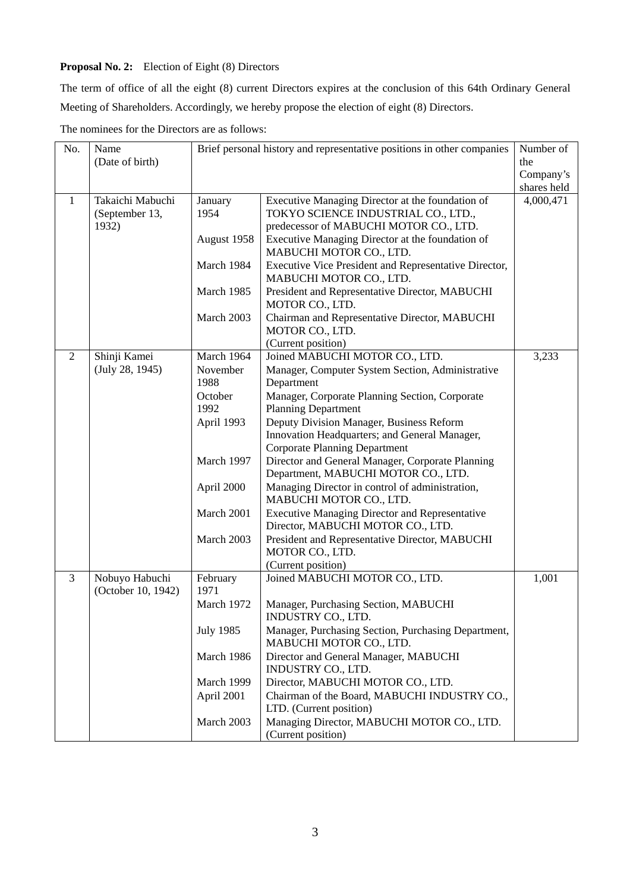**Proposal No. 2:** Election of Eight (8) Directors

The term of office of all the eight (8) current Directors expires at the conclusion of this 64th Ordinary General Meeting of Shareholders. Accordingly, we hereby propose the election of eight (8) Directors.

The nominees for the Directors are as follows:

| No. | Name (Date of birth) | Brief personal history and representative positions in other companies | | Number of the Company's shares held |
|---|---|---|---|---|
| 1 | Takaichi Mabuchi (September 13, 1932) | January 1954 | Executive Managing Director at the foundation of TOKYO SCIENCE INDUSTRIAL CO., LTD., predecessor of MABUCHI MOTOR CO., LTD. | 4,000,471 |
| | | August 1958 | Executive Managing Director at the foundation of MABUCHI MOTOR CO., LTD. | |
| | | March 1984 | Executive Vice President and Representative Director, MABUCHI MOTOR CO., LTD. | |
| | | March 1985 | President and Representative Director, MABUCHI MOTOR CO., LTD. | |
| | | March 2003 | Chairman and Representative Director, MABUCHI MOTOR CO., LTD. (Current position) | |
| 2 | Shinji Kamei (July 28, 1945) | March 1964 | Joined MABUCHI MOTOR CO., LTD. | 3,233 |
| | | November 1988 | Manager, Computer System Section, Administrative Department | |
| | | October 1992 | Manager, Corporate Planning Section, Corporate Planning Department | |
| | | April 1993 | Deputy Division Manager, Business Reform Innovation Headquarters; and General Manager, Corporate Planning Department | |
| | | March 1997 | Director and General Manager, Corporate Planning Department, MABUCHI MOTOR CO., LTD. | |
| | | April 2000 | Managing Director in control of administration, MABUCHI MOTOR CO., LTD. | |
| | | March 2001 | Executive Managing Director and Representative Director, MABUCHI MOTOR CO., LTD. | |
| | | March 2003 | President and Representative Director, MABUCHI MOTOR CO., LTD. (Current position) | |
| 3 | Nobuyo Habuchi (October 10, 1942) | February 1971 | Joined MABUCHI MOTOR CO., LTD. | 1,001 |
| | | March 1972 | Manager, Purchasing Section, MABUCHI INDUSTRY CO., LTD. | |
| | | July 1985 | Manager, Purchasing Section, Purchasing Department, MABUCHI MOTOR CO., LTD. | |
| | | March 1986 | Director and General Manager, MABUCHI INDUSTRY CO., LTD. | |
| | | March 1999 | Director, MABUCHI MOTOR CO., LTD. | |
| | | April 2001 | Chairman of the Board, MABUCHI INDUSTRY CO., LTD. (Current position) | |
| | | March 2003 | Managing Director, MABUCHI MOTOR CO., LTD. (Current position) | |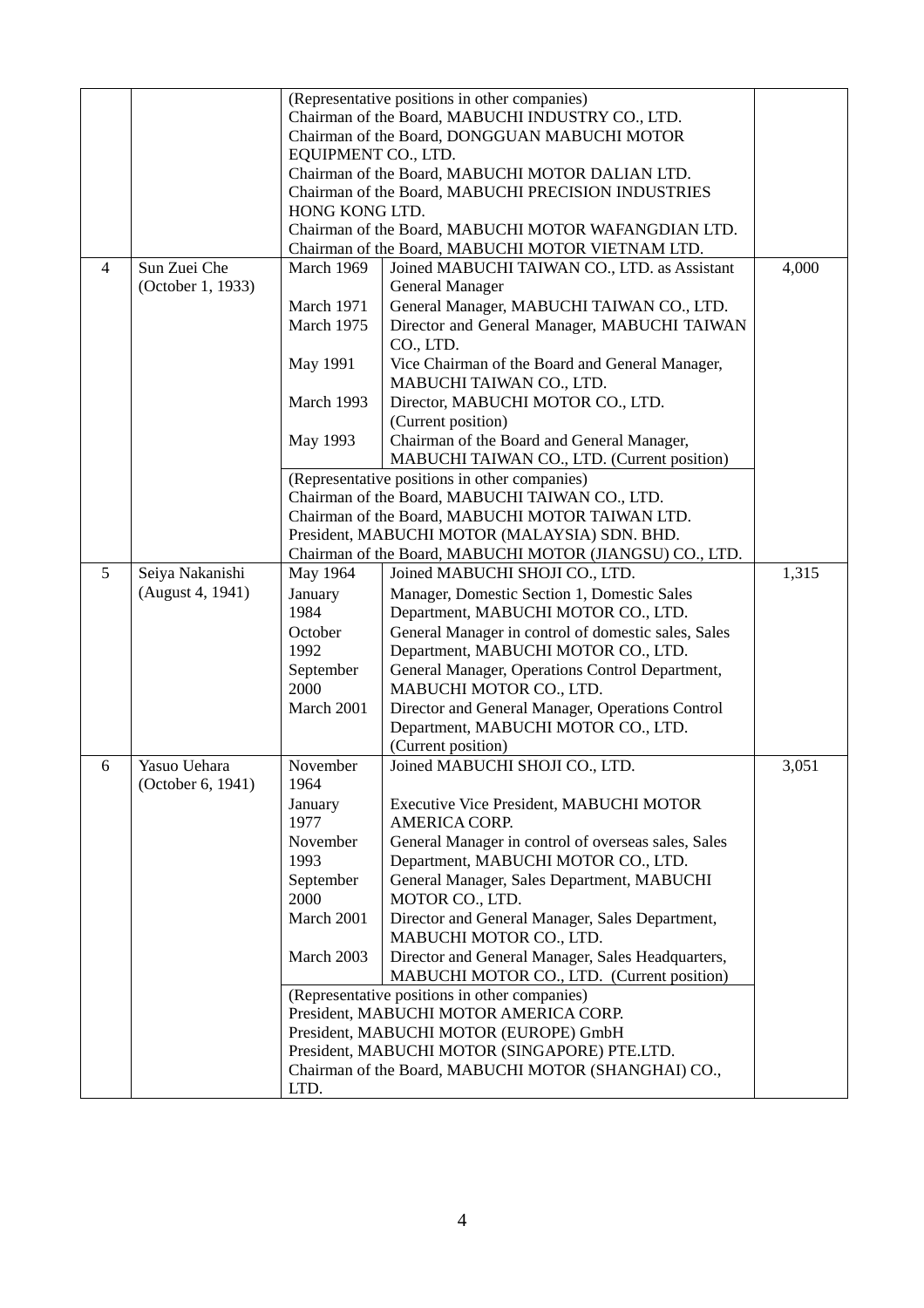| | | | | |
|---|---|---|---|---|
| | | (Representative positions in other companies)<br>Chairman of the Board, MABUCHI INDUSTRY CO., LTD.<br>Chairman of the Board, DONGGUAN MABUCHI MOTOR EQUIPMENT CO., LTD.<br>Chairman of the Board, MABUCHI MOTOR DALIAN LTD.<br>Chairman of the Board, MABUCHI PRECISION INDUSTRIES HONG KONG LTD.<br>Chairman of the Board, MABUCHI MOTOR WAFANGDIAN LTD.<br>Chairman of the Board, MABUCHI MOTOR VIETNAM LTD. | | |
| 4 | Sun Zuei Che<br>(October 1, 1933) | March 1969 | Joined MABUCHI TAIWAN CO., LTD. as Assistant General Manager | 4,000 |
| | | March 1971 | General Manager, MABUCHI TAIWAN CO., LTD. | |
| | | March 1975 | Director and General Manager, MABUCHI TAIWAN CO., LTD. | |
| | | May 1991 | Vice Chairman of the Board and General Manager, MABUCHI TAIWAN CO., LTD. | |
| | | March 1993 | Director, MABUCHI MOTOR CO., LTD. (Current position) | |
| | | May 1993 | Chairman of the Board and General Manager, MABUCHI TAIWAN CO., LTD. (Current position) | |
| | | (Representative positions in other companies)<br>Chairman of the Board, MABUCHI TAIWAN CO., LTD.<br>Chairman of the Board, MABUCHI MOTOR TAIWAN LTD.<br>President, MABUCHI MOTOR (MALAYSIA) SDN. BHD.<br>Chairman of the Board, MABUCHI MOTOR (JIANGSU) CO., LTD. | | |
| 5 | Seiya Nakanishi<br>(August 4, 1941) | May 1964 | Joined MABUCHI SHOJI CO., LTD. | 1,315 |
| | | January 1984 | Manager, Domestic Section 1, Domestic Sales Department, MABUCHI MOTOR CO., LTD. | |
| | | October 1992 | General Manager in control of domestic sales, Sales Department, MABUCHI MOTOR CO., LTD. | |
| | | September 2000 | General Manager, Operations Control Department, MABUCHI MOTOR CO., LTD. | |
| | | March 2001 | Director and General Manager, Operations Control Department, MABUCHI MOTOR CO., LTD. (Current position) | |
| 6 | Yasuo Uehara<br>(October 6, 1941) | November 1964 | Joined MABUCHI SHOJI CO., LTD. | 3,051 |
| | | January 1977 | Executive Vice President, MABUCHI MOTOR AMERICA CORP. | |
| | | November 1993 | General Manager in control of overseas sales, Sales Department, MABUCHI MOTOR CO., LTD. | |
| | | September 2000 | General Manager, Sales Department, MABUCHI MOTOR CO., LTD. | |
| | | March 2001 | Director and General Manager, Sales Department, MABUCHI MOTOR CO., LTD. | |
| | | March 2003 | Director and General Manager, Sales Headquarters, MABUCHI MOTOR CO., LTD. (Current position) | |
| | | (Representative positions in other companies)<br>President, MABUCHI MOTOR AMERICA CORP.<br>President, MABUCHI MOTOR (EUROPE) GmbH<br>President, MABUCHI MOTOR (SINGAPORE) PTE.LTD.<br>Chairman of the Board, MABUCHI MOTOR (SHANGHAI) CO., LTD. | | |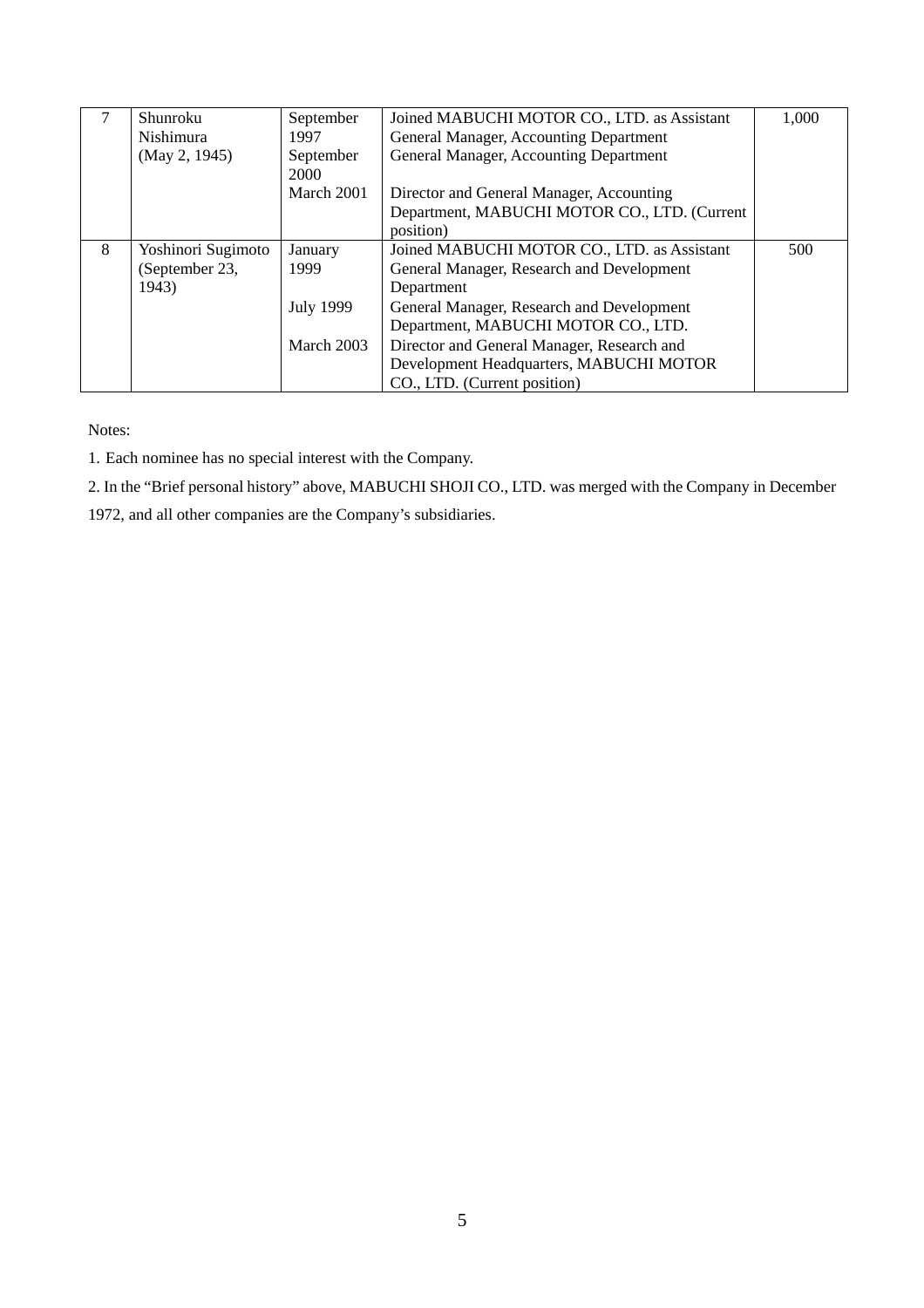| 7 | Shunroku Nishimura (May 2, 1945) | September 1997<br>September 2000<br>March 2001 | Joined MABUCHI MOTOR CO., LTD. as Assistant General Manager, Accounting Department<br>General Manager, Accounting Department<br>Director and General Manager, Accounting Department, MABUCHI MOTOR CO., LTD. (Current position) | 1,000 |
|---|---|---|---|---|
| 8 | Yoshinori Sugimoto (September 23, 1943) | January 1999<br>July 1999<br>March 2003 | Joined MABUCHI MOTOR CO., LTD. as Assistant General Manager, Research and Development Department<br>General Manager, Research and Development Department, MABUCHI MOTOR CO., LTD.<br>Director and General Manager, Research and Development Headquarters, MABUCHI MOTOR CO., LTD. (Current position) | 500 |

Notes:

1. Each nominee has no special interest with the Company.

2. In the "Brief personal history" above, MABUCHI SHOJI CO., LTD. was merged with the Company in December 1972, and all other companies are the Company's subsidiaries.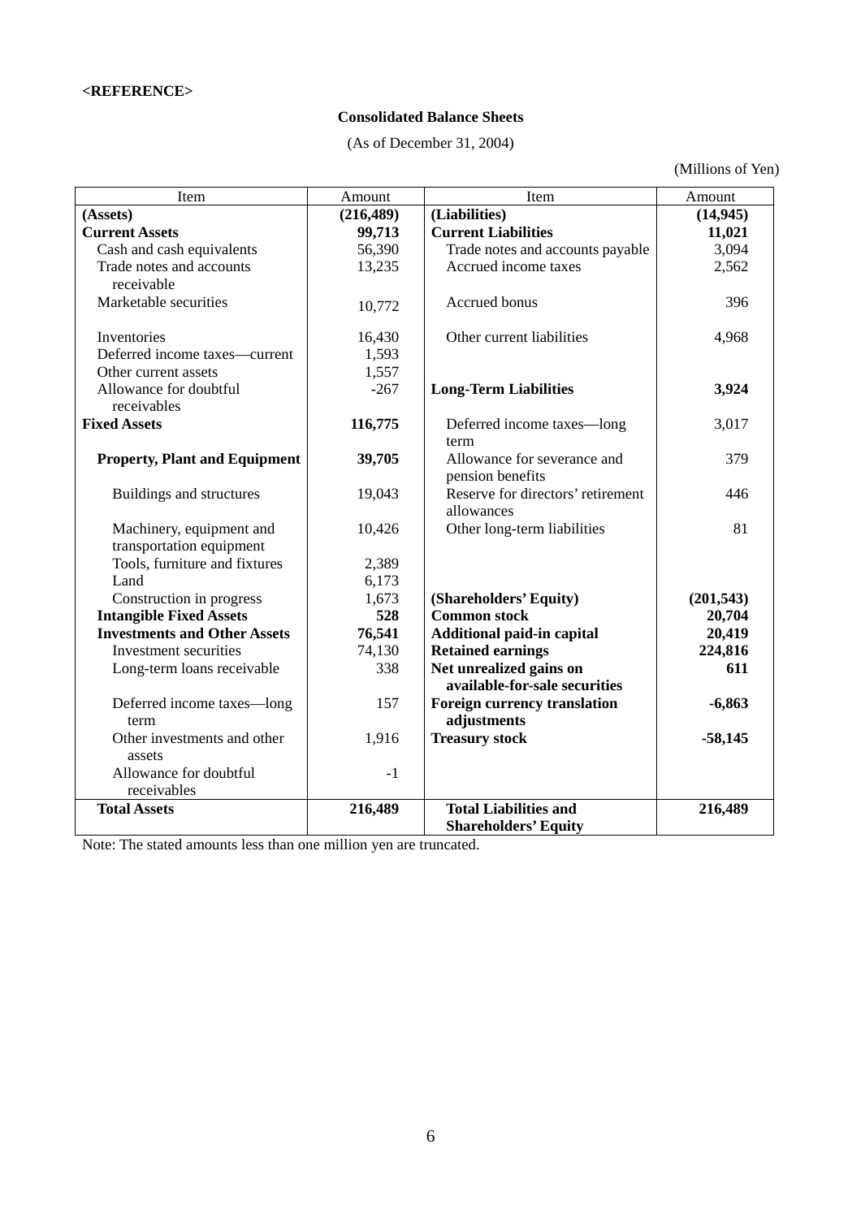**<REFERENCE>**

**Consolidated Balance Sheets**

(As of December 31, 2004)

(Millions of Yen)

| Item | Amount | Item | Amount |
|---|---|---|---|
| **(Assets)** | **(216,489)** | **(Liabilities)** | **(14,945)** |
| **Current Assets** | **99,713** | **Current Liabilities** | **11,021** |
| Cash and cash equivalents | 56,390 | Trade notes and accounts payable | 3,094 |
| Trade notes and accounts receivable | 13,235 | Accrued income taxes | 2,562 |
| Marketable securities | 10,772 | Accrued bonus | 396 |
| Inventories | 16,430 | Other current liabilities | 4,968 |
| Deferred income taxes—current | 1,593 | | |
| Other current assets | 1,557 | | |
| Allowance for doubtful receivables | -267 | **Long-Term Liabilities** | **3,924** |
| **Fixed Assets** | **116,775** | Deferred income taxes—long term | 3,017 |
| **Property, Plant and Equipment** | **39,705** | Allowance for severance and pension benefits | 379 |
| Buildings and structures | 19,043 | Reserve for directors' retirement allowances | 446 |
| Machinery, equipment and transportation equipment | 10,426 | Other long-term liabilities | 81 |
| Tools, furniture and fixtures | 2,389 | | |
| Land | 6,173 | | |
| Construction in progress | 1,673 | **(Shareholders' Equity)** | **(201,543)** |
| **Intangible Fixed Assets** | **528** | **Common stock** | **20,704** |
| **Investments and Other Assets** | **76,541** | **Additional paid-in capital** | **20,419** |
| Investment securities | 74,130 | **Retained earnings** | **224,816** |
| Long-term loans receivable | 338 | **Net unrealized gains on available-for-sale securities** | **611** |
| Deferred income taxes—long term | 157 | **Foreign currency translation adjustments** | **-6,863** |
| Other investments and other assets | 1,916 | **Treasury stock** | **-58,145** |
| Allowance for doubtful receivables | -1 | | |
| **Total Assets** | **216,489** | **Total Liabilities and Shareholders' Equity** | **216,489** |

Note: The stated amounts less than one million yen are truncated.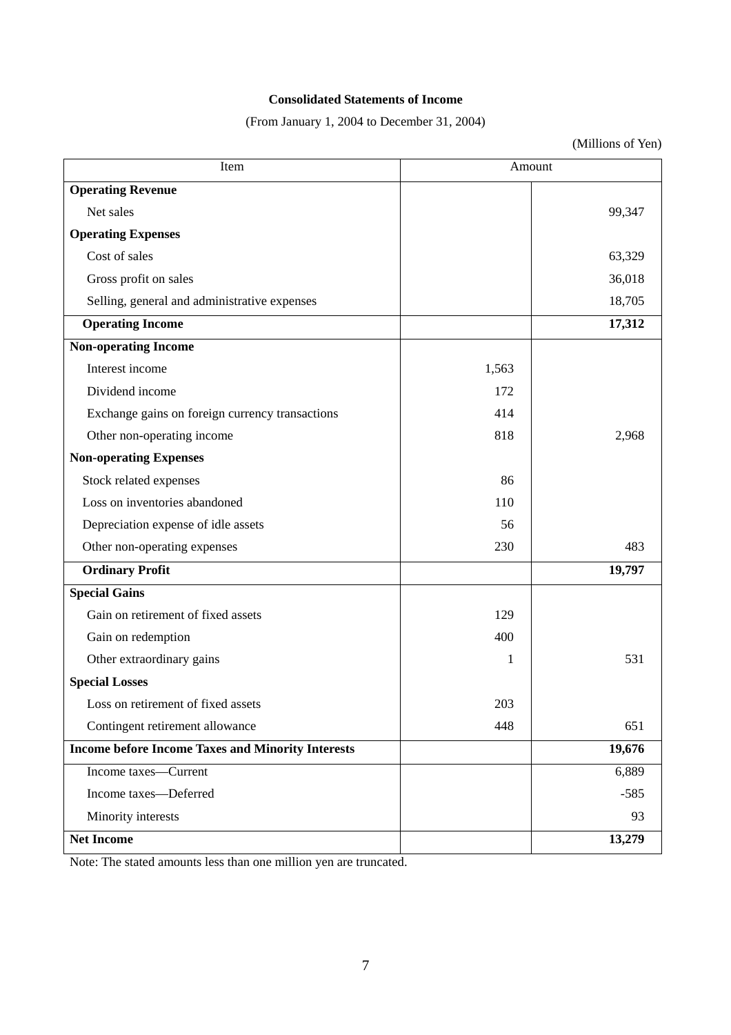**Consolidated Statements of Income**

(From January 1, 2004 to December 31, 2004)

(Millions of Yen)

| Item | Amount | |
|---|---|---|
| **Operating Revenue** | | |
| Net sales | | 99,347 |
| **Operating Expenses** | | |
| Cost of sales | | 63,329 |
| Gross profit on sales | | 36,018 |
| Selling, general and administrative expenses | | 18,705 |
| **Operating Income** | | **17,312** |
| **Non-operating Income** | | |
| Interest income | 1,563 | |
| Dividend income | 172 | |
| Exchange gains on foreign currency transactions | 414 | |
| Other non-operating income | 818 | 2,968 |
| **Non-operating Expenses** | | |
| Stock related expenses | 86 | |
| Loss on inventories abandoned | 110 | |
| Depreciation expense of idle assets | 56 | |
| Other non-operating expenses | 230 | 483 |
| **Ordinary Profit** | | **19,797** |
| **Special Gains** | | |
| Gain on retirement of fixed assets | 129 | |
| Gain on redemption | 400 | |
| Other extraordinary gains | 1 | 531 |
| **Special Losses** | | |
| Loss on retirement of fixed assets | 203 | |
| Contingent retirement allowance | 448 | 651 |
| **Income before Income Taxes and Minority Interests** | | **19,676** |
| Income taxes—Current | | 6,889 |
| Income taxes—Deferred | | -585 |
| Minority interests | | 93 |
| **Net Income** | | **13,279** |

Note: The stated amounts less than one million yen are truncated.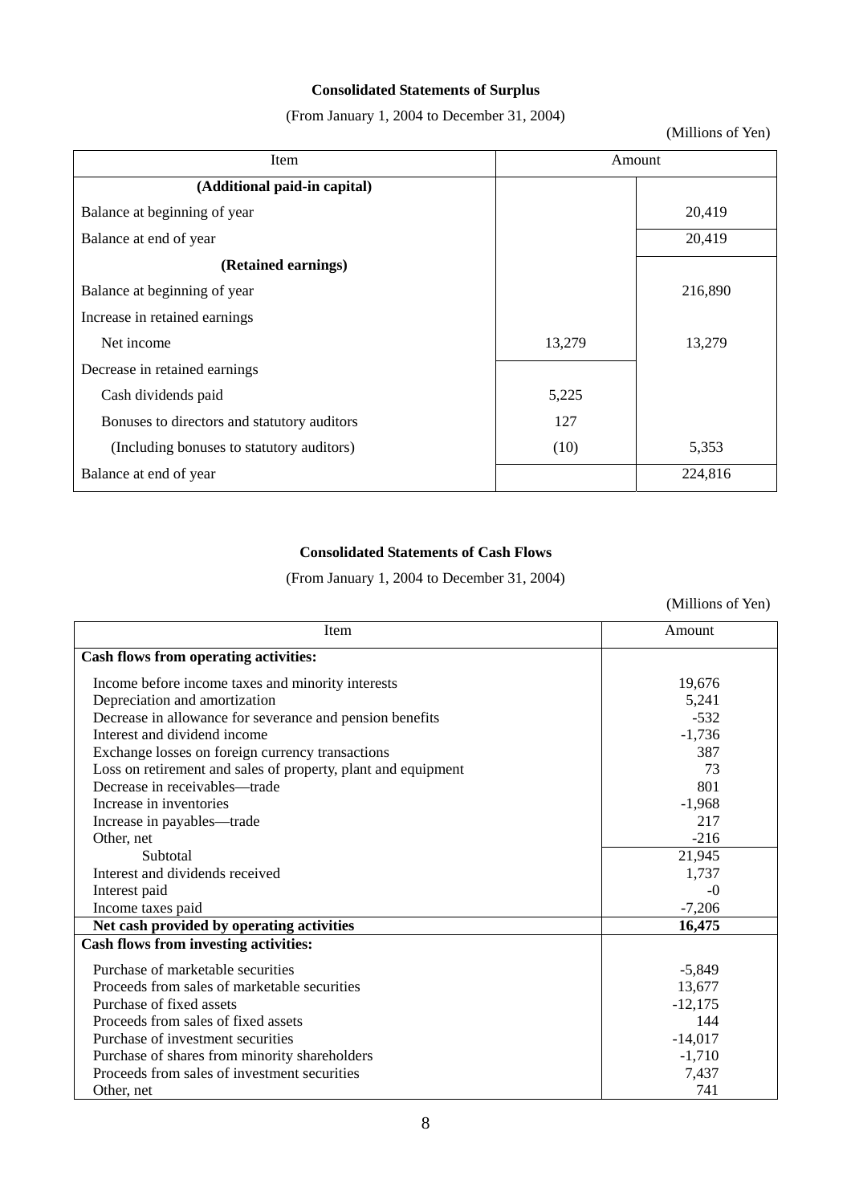**Consolidated Statements of Surplus**

(From January 1, 2004 to December 31, 2004)

(Millions of Yen)

| Item | Amount | |
|---|---|---|
| **(Additional paid-in capital)** | | |
| Balance at beginning of year | | 20,419 |
| Balance at end of year | | 20,419 |
| **(Retained earnings)** | | |
| Balance at beginning of year | | 216,890 |
| Increase in retained earnings | | |
| Net income | 13,279 | 13,279 |
| Decrease in retained earnings | | |
| Cash dividends paid | 5,225 | |
| Bonuses to directors and statutory auditors | 127 | |
| (Including bonuses to statutory auditors) | (10) | 5,353 |
| Balance at end of year | | 224,816 |

**Consolidated Statements of Cash Flows**

(From January 1, 2004 to December 31, 2004)

(Millions of Yen)

| Item | Amount |
|---|---|
| **Cash flows from operating activities:** | |
| Income before income taxes and minority interests | 19,676 |
| Depreciation and amortization | 5,241 |
| Decrease in allowance for severance and pension benefits | -532 |
| Interest and dividend income | -1,736 |
| Exchange losses on foreign currency transactions | 387 |
| Loss on retirement and sales of property, plant and equipment | 73 |
| Decrease in receivables—trade | 801 |
| Increase in inventories | -1,968 |
| Increase in payables—trade | 217 |
| Other, net | -216 |
| Subtotal | 21,945 |
| Interest and dividends received | 1,737 |
| Interest paid | -0 |
| Income taxes paid | -7,206 |
| **Net cash provided by operating activities** | **16,475** |
| **Cash flows from investing activities:** | |
| Purchase of marketable securities | -5,849 |
| Proceeds from sales of marketable securities | 13,677 |
| Purchase of fixed assets | -12,175 |
| Proceeds from sales of fixed assets | 144 |
| Purchase of investment securities | -14,017 |
| Purchase of shares from minority shareholders | -1,710 |
| Proceeds from sales of investment securities | 7,437 |
| Other, net | 741 |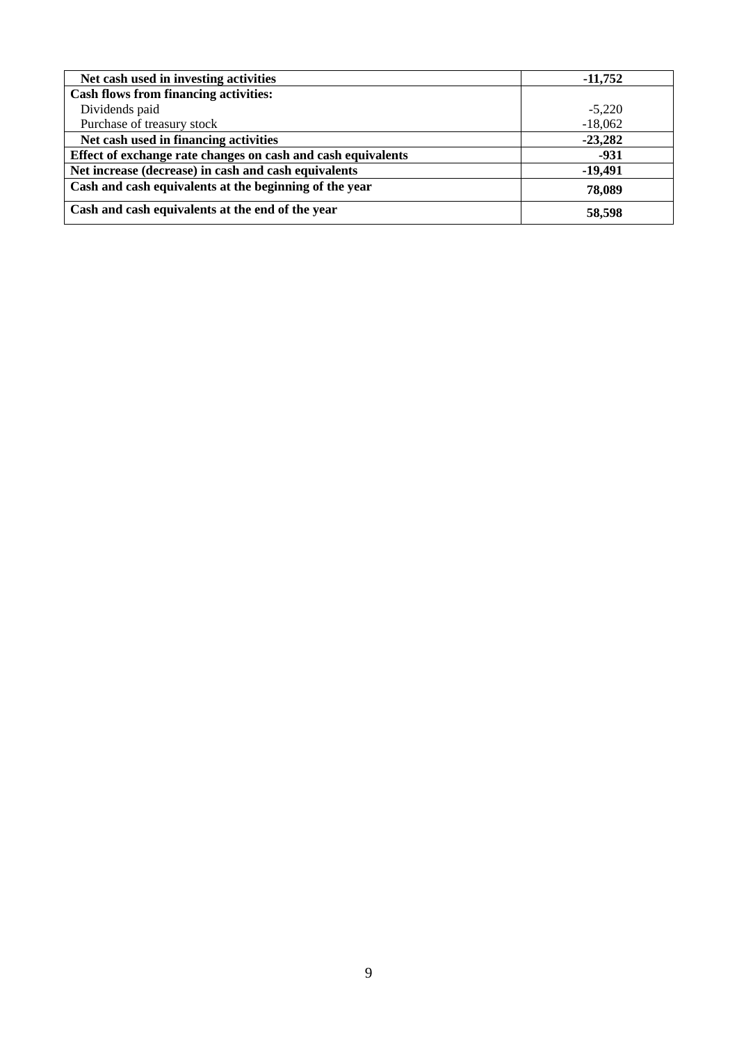| | |
|---|---|
| **Net cash used in investing activities** | **-11,752** |
| **Cash flows from financing activities:** | |
| Dividends paid | -5,220 |
| Purchase of treasury stock | -18,062 |
| **Net cash used in financing activities** | **-23,282** |
| **Effect of exchange rate changes on cash and cash equivalents** | **-931** |
| **Net increase (decrease) in cash and cash equivalents** | **-19,491** |
| **Cash and cash equivalents at the beginning of the year** | **78,089** |
| **Cash and cash equivalents at the end of the year** | **58,598** |